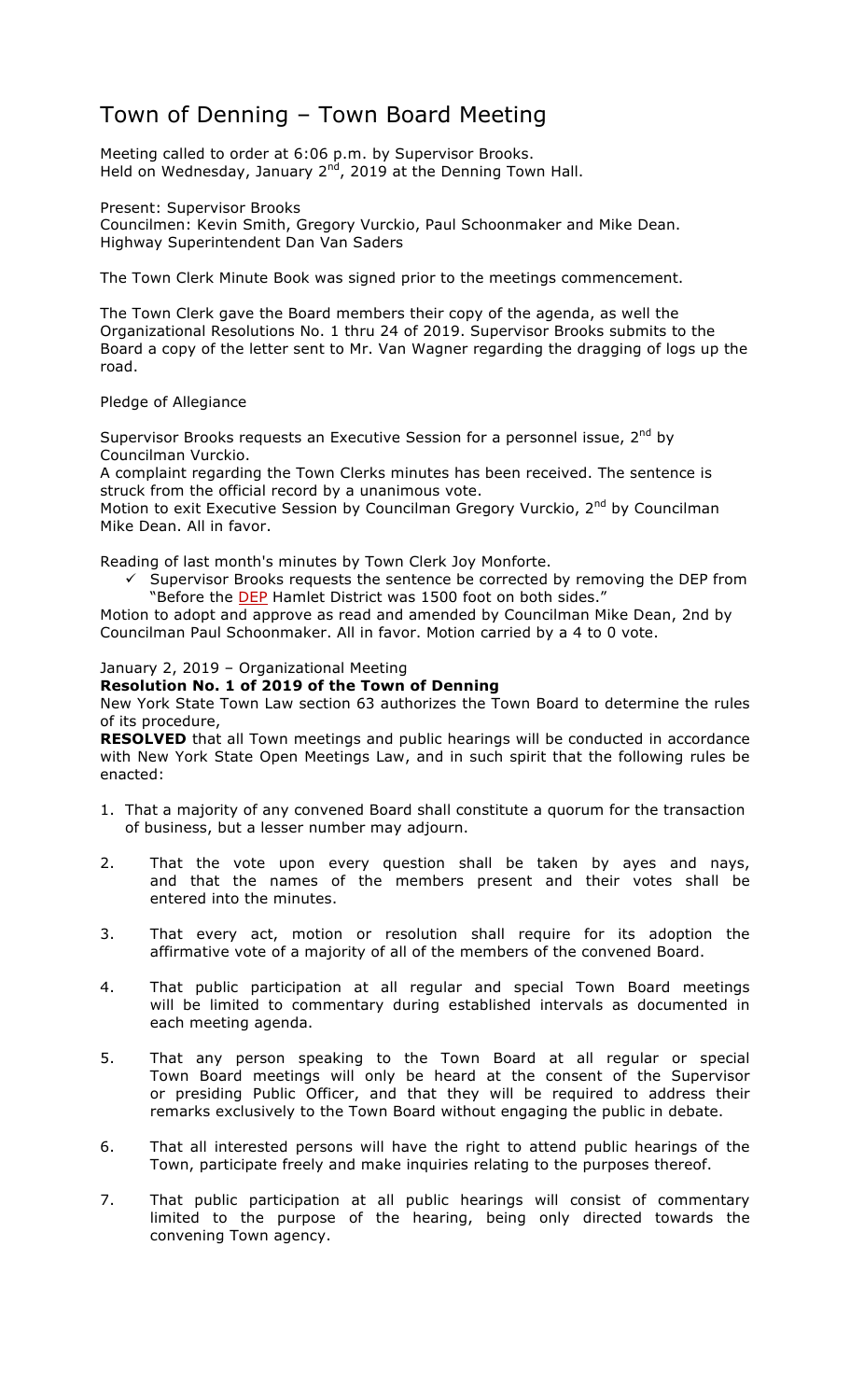# Town of Denning – Town Board Meeting

Meeting called to order at 6:06 p.m. by Supervisor Brooks.
Held on Wednesday, January 2nd, 2019 at the Denning Town Hall.

Present: Supervisor Brooks
Councilmen: Kevin Smith, Gregory Vurckio, Paul Schoonmaker and Mike Dean.
Highway Superintendent Dan Van Saders

The Town Clerk Minute Book was signed prior to the meetings commencement.

The Town Clerk gave the Board members their copy of the agenda, as well the Organizational Resolutions No. 1 thru 24 of 2019. Supervisor Brooks submits to the Board a copy of the letter sent to Mr. Van Wagner regarding the dragging of logs up the road.

Pledge of Allegiance

Supervisor Brooks requests an Executive Session for a personnel issue, 2nd by Councilman Vurckio.
A complaint regarding the Town Clerks minutes has been received. The sentence is struck from the official record by a unanimous vote.
Motion to exit Executive Session by Councilman Gregory Vurckio, 2nd by Councilman Mike Dean. All in favor.

Reading of last month's minutes by Town Clerk Joy Monforte.

- ✓ Supervisor Brooks requests the sentence be corrected by removing the DEP from "Before the DEP Hamlet District was 1500 foot on both sides."

Motion to adopt and approve as read and amended by Councilman Mike Dean, 2nd by Councilman Paul Schoonmaker. All in favor. Motion carried by a 4 to 0 vote.

January 2, 2019 – Organizational Meeting

**Resolution No. 1 of 2019 of the Town of Denning**

New York State Town Law section 63 authorizes the Town Board to determine the rules of its procedure,

**RESOLVED** that all Town meetings and public hearings will be conducted in accordance with New York State Open Meetings Law, and in such spirit that the following rules be enacted:

1. That a majority of any convened Board shall constitute a quorum for the transaction of business, but a lesser number may adjourn.
2. That the vote upon every question shall be taken by ayes and nays, and that the names of the members present and their votes shall be entered into the minutes.
3. That every act, motion or resolution shall require for its adoption the affirmative vote of a majority of all of the members of the convened Board.
4. That public participation at all regular and special Town Board meetings will be limited to commentary during established intervals as documented in each meeting agenda.
5. That any person speaking to the Town Board at all regular or special Town Board meetings will only be heard at the consent of the Supervisor or presiding Public Officer, and that they will be required to address their remarks exclusively to the Town Board without engaging the public in debate.
6. That all interested persons will have the right to attend public hearings of the Town, participate freely and make inquiries relating to the purposes thereof.
7. That public participation at all public hearings will consist of commentary limited to the purpose of the hearing, being only directed towards the convening Town agency.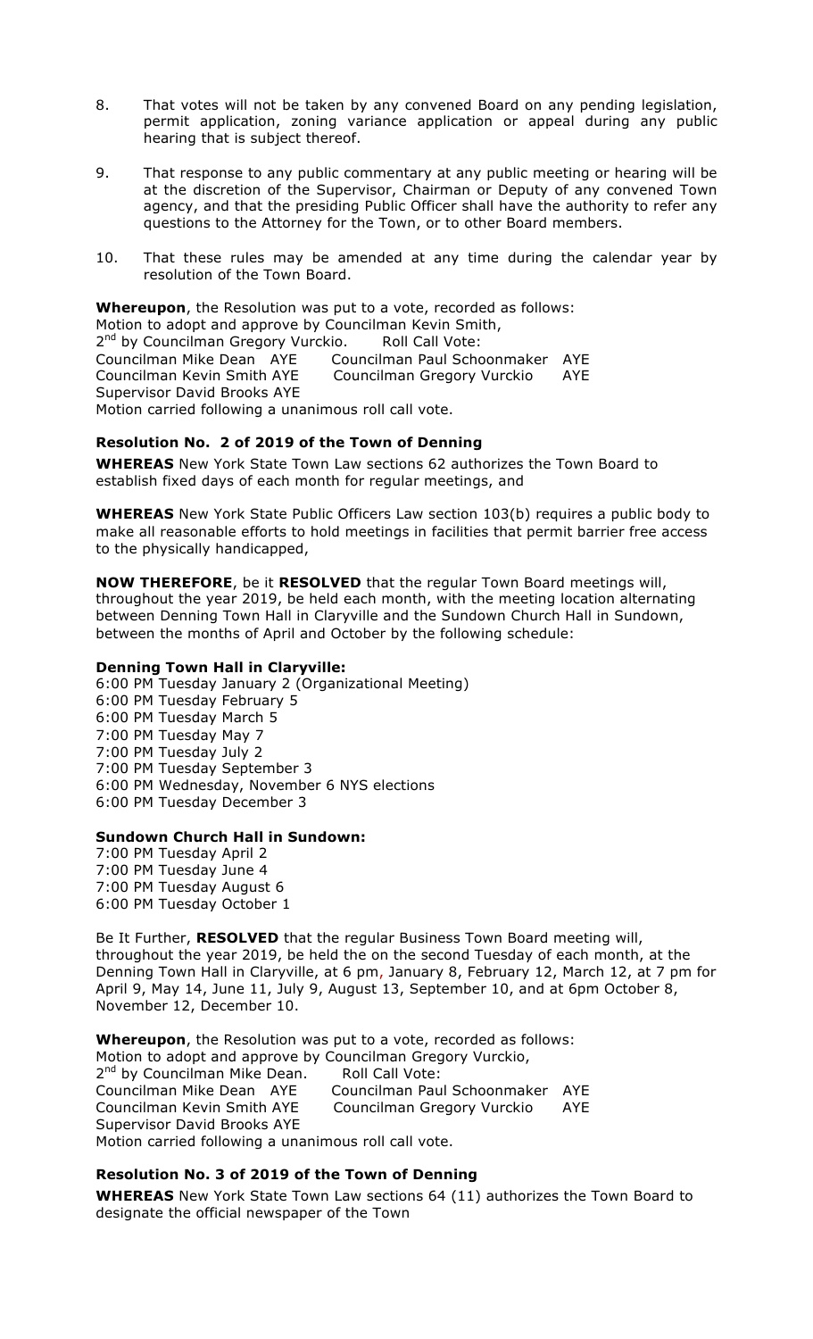8. That votes will not be taken by any convened Board on any pending legislation, permit application, zoning variance application or appeal during any public hearing that is subject thereof.

9. That response to any public commentary at any public meeting or hearing will be at the discretion of the Supervisor, Chairman or Deputy of any convened Town agency, and that the presiding Public Officer shall have the authority to refer any questions to the Attorney for the Town, or to other Board members.

10. That these rules may be amended at any time during the calendar year by resolution of the Town Board.

**Whereupon**, the Resolution was put to a vote, recorded as follows:
Motion to adopt and approve by Councilman Kevin Smith,
2nd by Councilman Gregory Vurckio. Roll Call Vote:
Councilman Mike Dean AYE Councilman Paul Schoonmaker AYE
Councilman Kevin Smith AYE Councilman Gregory Vurckio AYE
Supervisor David Brooks AYE
Motion carried following a unanimous roll call vote.

### Resolution No. 2 of 2019 of the Town of Denning

**WHEREAS** New York State Town Law sections 62 authorizes the Town Board to establish fixed days of each month for regular meetings, and

**WHEREAS** New York State Public Officers Law section 103(b) requires a public body to make all reasonable efforts to hold meetings in facilities that permit barrier free access to the physically handicapped,

**NOW THEREFORE**, be it **RESOLVED** that the regular Town Board meetings will, throughout the year 2019, be held each month, with the meeting location alternating between Denning Town Hall in Claryville and the Sundown Church Hall in Sundown, between the months of April and October by the following schedule:

**Denning Town Hall in Claryville:**
6:00 PM Tuesday January 2 (Organizational Meeting)
6:00 PM Tuesday February 5
6:00 PM Tuesday March 5
7:00 PM Tuesday May 7
7:00 PM Tuesday July 2
7:00 PM Tuesday September 3
6:00 PM Wednesday, November 6 NYS elections
6:00 PM Tuesday December 3

**Sundown Church Hall in Sundown:**
7:00 PM Tuesday April 2
7:00 PM Tuesday June 4
7:00 PM Tuesday August 6
6:00 PM Tuesday October 1

Be It Further, **RESOLVED** that the regular Business Town Board meeting will, throughout the year 2019, be held the on the second Tuesday of each month, at the Denning Town Hall in Claryville, at 6 pm, January 8, February 12, March 12, at 7 pm for April 9, May 14, June 11, July 9, August 13, September 10, and at 6pm October 8, November 12, December 10.

**Whereupon**, the Resolution was put to a vote, recorded as follows:
Motion to adopt and approve by Councilman Gregory Vurckio,
2nd by Councilman Mike Dean. Roll Call Vote:
Councilman Mike Dean AYE Councilman Paul Schoonmaker AYE
Councilman Kevin Smith AYE Councilman Gregory Vurckio AYE
Supervisor David Brooks AYE
Motion carried following a unanimous roll call vote.

### Resolution No. 3 of 2019 of the Town of Denning

**WHEREAS** New York State Town Law sections 64 (11) authorizes the Town Board to designate the official newspaper of the Town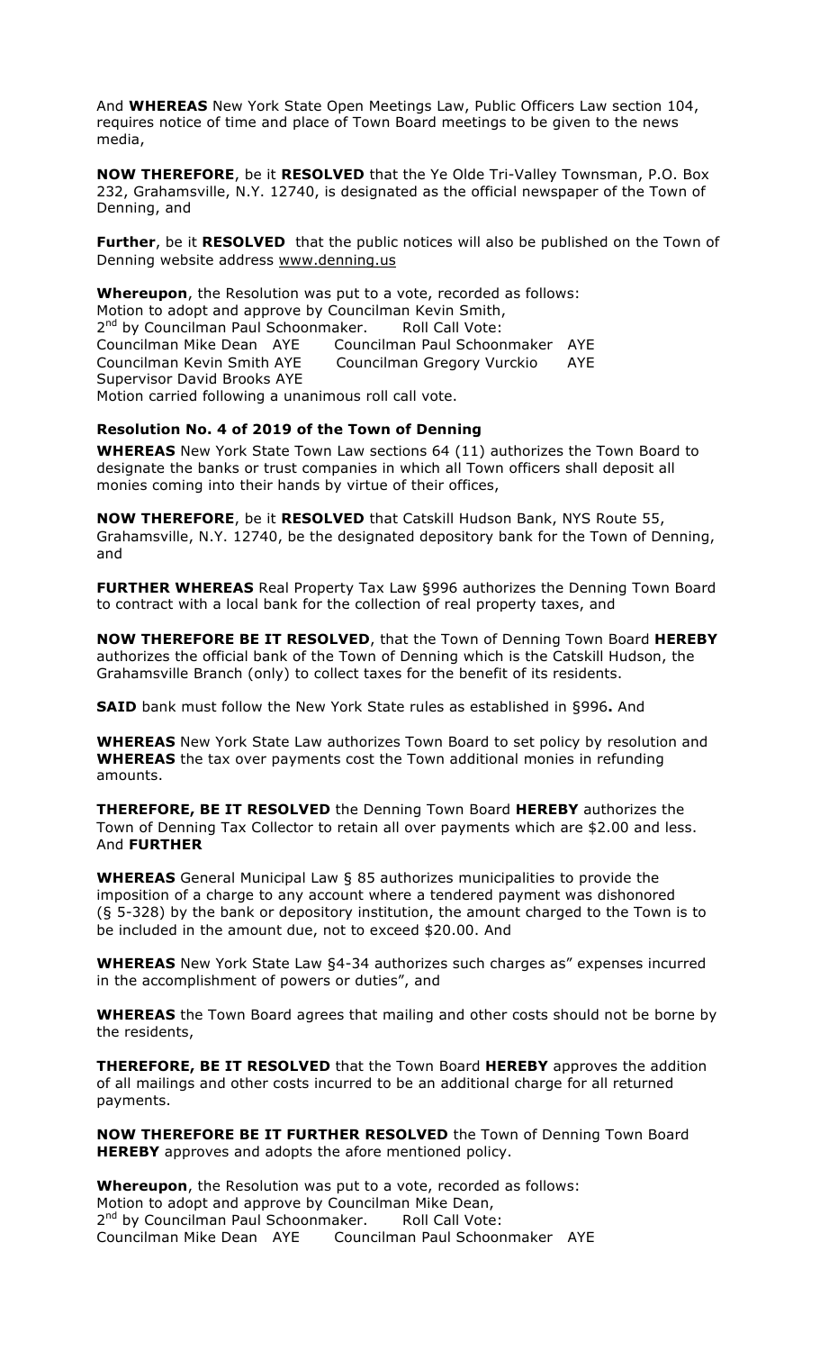And **WHEREAS** New York State Open Meetings Law, Public Officers Law section 104, requires notice of time and place of Town Board meetings to be given to the news media,

**NOW THEREFORE**, be it **RESOLVED** that the Ye Olde Tri-Valley Townsman, P.O. Box 232, Grahamsville, N.Y. 12740, is designated as the official newspaper of the Town of Denning, and

**Further**, be it **RESOLVED** that the public notices will also be published on the Town of Denning website address www.denning.us

**Whereupon**, the Resolution was put to a vote, recorded as follows:
Motion to adopt and approve by Councilman Kevin Smith,
2nd by Councilman Paul Schoonmaker. Roll Call Vote:

| | |
|---|---|
| Councilman Mike Dean AYE | Councilman Paul Schoonmaker AYE |
| Councilman Kevin Smith AYE | Councilman Gregory Vurckio AYE |
| Supervisor David Brooks AYE | |

Motion carried following a unanimous roll call vote.

### Resolution No. 4 of 2019 of the Town of Denning

**WHEREAS** New York State Town Law sections 64 (11) authorizes the Town Board to designate the banks or trust companies in which all Town officers shall deposit all monies coming into their hands by virtue of their offices,

**NOW THEREFORE**, be it **RESOLVED** that Catskill Hudson Bank, NYS Route 55, Grahamsville, N.Y. 12740, be the designated depository bank for the Town of Denning, and

**FURTHER WHEREAS** Real Property Tax Law §996 authorizes the Denning Town Board to contract with a local bank for the collection of real property taxes, and

**NOW THEREFORE BE IT RESOLVED**, that the Town of Denning Town Board **HEREBY** authorizes the official bank of the Town of Denning which is the Catskill Hudson, the Grahamsville Branch (only) to collect taxes for the benefit of its residents.

**SAID** bank must follow the New York State rules as established in §996**.** And

**WHEREAS** New York State Law authorizes Town Board to set policy by resolution and **WHEREAS** the tax over payments cost the Town additional monies in refunding amounts.

**THEREFORE, BE IT RESOLVED** the Denning Town Board **HEREBY** authorizes the Town of Denning Tax Collector to retain all over payments which are $2.00 and less. And **FURTHER**

**WHEREAS** General Municipal Law § 85 authorizes municipalities to provide the imposition of a charge to any account where a tendered payment was dishonored (§ 5-328) by the bank or depository institution, the amount charged to the Town is to be included in the amount due, not to exceed $20.00. And

**WHEREAS** New York State Law §4-34 authorizes such charges as" expenses incurred in the accomplishment of powers or duties", and

**WHEREAS** the Town Board agrees that mailing and other costs should not be borne by the residents,

**THEREFORE, BE IT RESOLVED** that the Town Board **HEREBY** approves the addition of all mailings and other costs incurred to be an additional charge for all returned payments.

**NOW THEREFORE BE IT FURTHER RESOLVED** the Town of Denning Town Board **HEREBY** approves and adopts the afore mentioned policy.

**Whereupon**, the Resolution was put to a vote, recorded as follows:
Motion to adopt and approve by Councilman Mike Dean,
2nd by Councilman Paul Schoonmaker. Roll Call Vote:
Councilman Mike Dean AYE Councilman Paul Schoonmaker AYE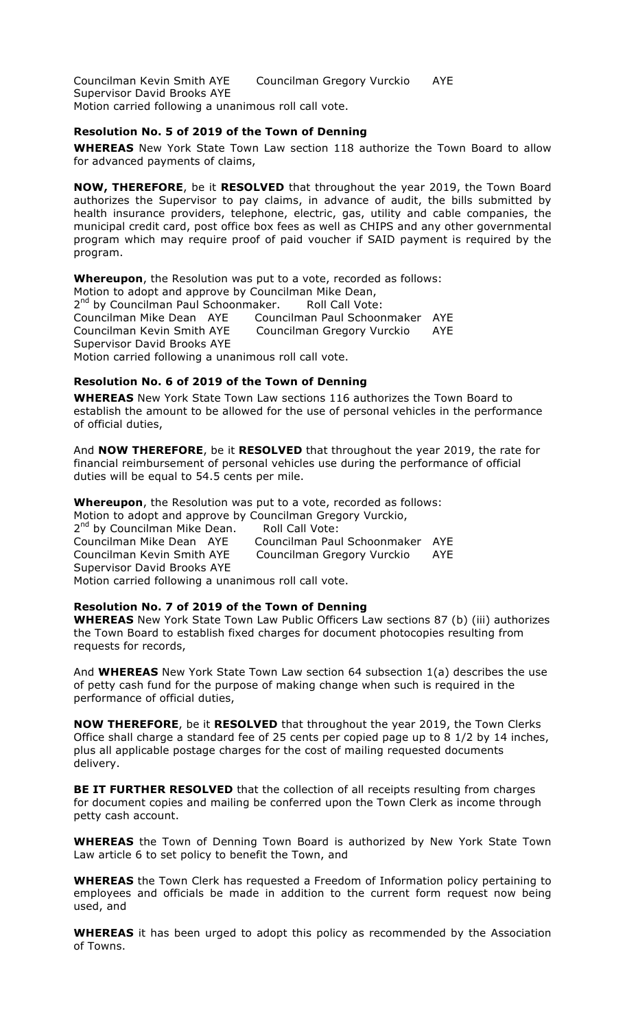Councilman Kevin Smith AYE Councilman Gregory Vurckio AYE
Supervisor David Brooks AYE
Motion carried following a unanimous roll call vote.

### Resolution No. 5 of 2019 of the Town of Denning

**WHEREAS** New York State Town Law section 118 authorize the Town Board to allow for advanced payments of claims,

**NOW, THEREFORE**, be it **RESOLVED** that throughout the year 2019, the Town Board authorizes the Supervisor to pay claims, in advance of audit, the bills submitted by health insurance providers, telephone, electric, gas, utility and cable companies, the municipal credit card, post office box fees as well as CHIPS and any other governmental program which may require proof of paid voucher if SAID payment is required by the program.

**Whereupon**, the Resolution was put to a vote, recorded as follows:
Motion to adopt and approve by Councilman Mike Dean,
2nd by Councilman Paul Schoonmaker. Roll Call Vote:
Councilman Mike Dean AYE Councilman Paul Schoonmaker AYE
Councilman Kevin Smith AYE Councilman Gregory Vurckio AYE
Supervisor David Brooks AYE
Motion carried following a unanimous roll call vote.

### Resolution No. 6 of 2019 of the Town of Denning

**WHEREAS** New York State Town Law sections 116 authorizes the Town Board to establish the amount to be allowed for the use of personal vehicles in the performance of official duties,

And **NOW THEREFORE**, be it **RESOLVED** that throughout the year 2019, the rate for financial reimbursement of personal vehicles use during the performance of official duties will be equal to 54.5 cents per mile.

**Whereupon**, the Resolution was put to a vote, recorded as follows:
Motion to adopt and approve by Councilman Gregory Vurckio,
2nd by Councilman Mike Dean. Roll Call Vote:
Councilman Mike Dean AYE Councilman Paul Schoonmaker AYE
Councilman Kevin Smith AYE Councilman Gregory Vurckio AYE
Supervisor David Brooks AYE
Motion carried following a unanimous roll call vote.

### Resolution No. 7 of 2019 of the Town of Denning

**WHEREAS** New York State Town Law Public Officers Law sections 87 (b) (iii) authorizes the Town Board to establish fixed charges for document photocopies resulting from requests for records,

And **WHEREAS** New York State Town Law section 64 subsection 1(a) describes the use of petty cash fund for the purpose of making change when such is required in the performance of official duties,

**NOW THEREFORE**, be it **RESOLVED** that throughout the year 2019, the Town Clerks Office shall charge a standard fee of 25 cents per copied page up to 8 1/2 by 14 inches, plus all applicable postage charges for the cost of mailing requested documents delivery.

**BE IT FURTHER RESOLVED** that the collection of all receipts resulting from charges for document copies and mailing be conferred upon the Town Clerk as income through petty cash account.

**WHEREAS** the Town of Denning Town Board is authorized by New York State Town Law article 6 to set policy to benefit the Town, and

**WHEREAS** the Town Clerk has requested a Freedom of Information policy pertaining to employees and officials be made in addition to the current form request now being used, and

**WHEREAS** it has been urged to adopt this policy as recommended by the Association of Towns.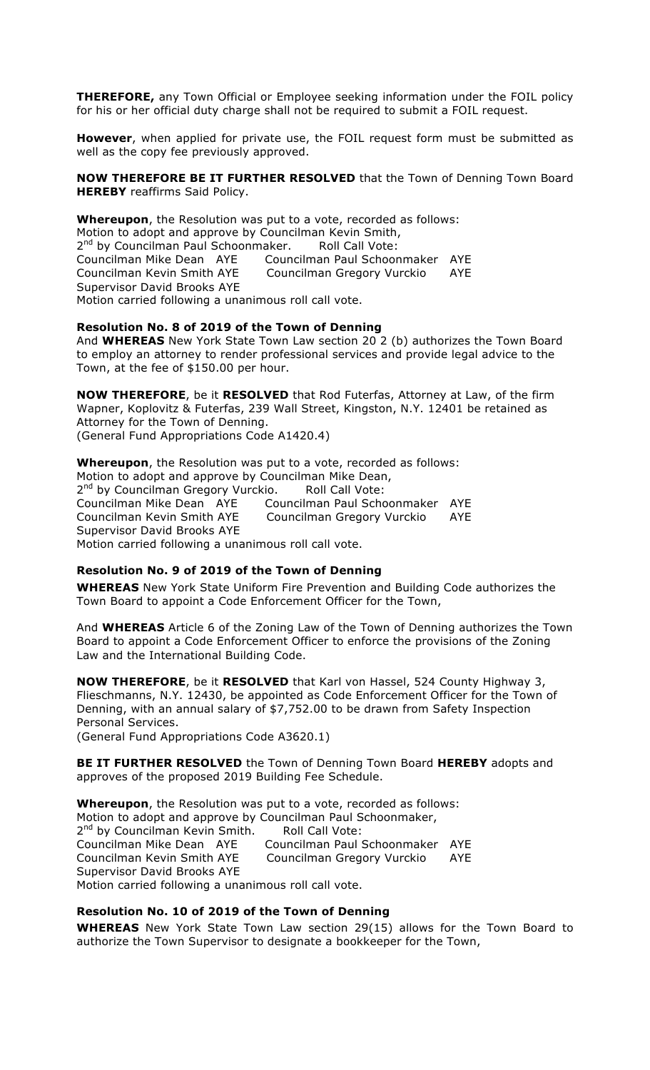**THEREFORE,** any Town Official or Employee seeking information under the FOIL policy for his or her official duty charge shall not be required to submit a FOIL request.

**However**, when applied for private use, the FOIL request form must be submitted as well as the copy fee previously approved.

**NOW THEREFORE BE IT FURTHER RESOLVED** that the Town of Denning Town Board **HEREBY** reaffirms Said Policy.

**Whereupon**, the Resolution was put to a vote, recorded as follows:
Motion to adopt and approve by Councilman Kevin Smith,
2nd by Councilman Paul Schoonmaker. Roll Call Vote:
Councilman Mike Dean AYE Councilman Paul Schoonmaker AYE
Councilman Kevin Smith AYE Councilman Gregory Vurckio AYE
Supervisor David Brooks AYE
Motion carried following a unanimous roll call vote.

### Resolution No. 8 of 2019 of the Town of Denning

And **WHEREAS** New York State Town Law section 20 2 (b) authorizes the Town Board to employ an attorney to render professional services and provide legal advice to the Town, at the fee of $150.00 per hour.

**NOW THEREFORE**, be it **RESOLVED** that Rod Futerfas, Attorney at Law, of the firm Wapner, Koplovitz & Futerfas, 239 Wall Street, Kingston, N.Y. 12401 be retained as Attorney for the Town of Denning.
(General Fund Appropriations Code A1420.4)

**Whereupon**, the Resolution was put to a vote, recorded as follows:
Motion to adopt and approve by Councilman Mike Dean,
2nd by Councilman Gregory Vurckio. Roll Call Vote:
Councilman Mike Dean AYE Councilman Paul Schoonmaker AYE
Councilman Kevin Smith AYE Councilman Gregory Vurckio AYE
Supervisor David Brooks AYE
Motion carried following a unanimous roll call vote.

### Resolution No. 9 of 2019 of the Town of Denning

**WHEREAS** New York State Uniform Fire Prevention and Building Code authorizes the Town Board to appoint a Code Enforcement Officer for the Town,

And **WHEREAS** Article 6 of the Zoning Law of the Town of Denning authorizes the Town Board to appoint a Code Enforcement Officer to enforce the provisions of the Zoning Law and the International Building Code.

**NOW THEREFORE**, be it **RESOLVED** that Karl von Hassel, 524 County Highway 3, Flieschmanns, N.Y. 12430, be appointed as Code Enforcement Officer for the Town of Denning, with an annual salary of $7,752.00 to be drawn from Safety Inspection Personal Services.
(General Fund Appropriations Code A3620.1)

**BE IT FURTHER RESOLVED** the Town of Denning Town Board **HEREBY** adopts and approves of the proposed 2019 Building Fee Schedule.

**Whereupon**, the Resolution was put to a vote, recorded as follows:
Motion to adopt and approve by Councilman Paul Schoonmaker,
2nd by Councilman Kevin Smith. Roll Call Vote:
Councilman Mike Dean AYE Councilman Paul Schoonmaker AYE
Councilman Kevin Smith AYE Councilman Gregory Vurckio AYE
Supervisor David Brooks AYE
Motion carried following a unanimous roll call vote.

### Resolution No. 10 of 2019 of the Town of Denning

**WHEREAS** New York State Town Law section 29(15) allows for the Town Board to authorize the Town Supervisor to designate a bookkeeper for the Town,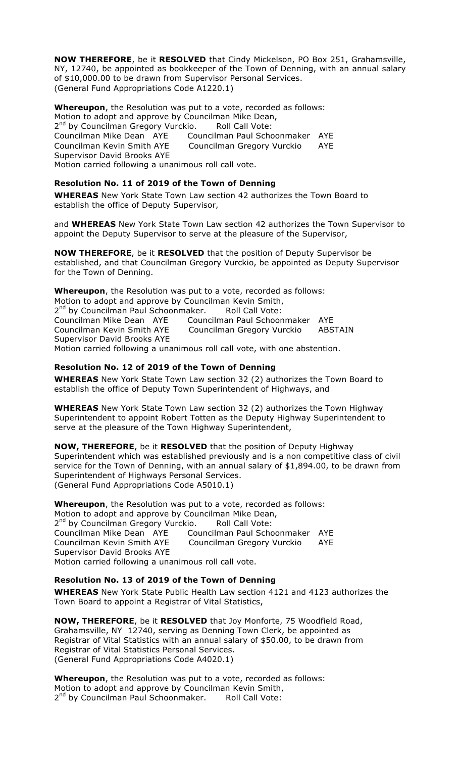**NOW THEREFORE**, be it **RESOLVED** that Cindy Mickelson, PO Box 251, Grahamsville, NY, 12740, be appointed as bookkeeper of the Town of Denning, with an annual salary of $10,000.00 to be drawn from Supervisor Personal Services.
(General Fund Appropriations Code A1220.1)

**Whereupon**, the Resolution was put to a vote, recorded as follows:
Motion to adopt and approve by Councilman Mike Dean,
2nd by Councilman Gregory Vurckio. Roll Call Vote:
Councilman Mike Dean AYE Councilman Paul Schoonmaker AYE
Councilman Kevin Smith AYE Councilman Gregory Vurckio AYE
Supervisor David Brooks AYE
Motion carried following a unanimous roll call vote.

### Resolution No. 11 of 2019 of the Town of Denning

**WHEREAS** New York State Town Law section 42 authorizes the Town Board to establish the office of Deputy Supervisor,

and **WHEREAS** New York State Town Law section 42 authorizes the Town Supervisor to appoint the Deputy Supervisor to serve at the pleasure of the Supervisor,

**NOW THEREFORE**, be it **RESOLVED** that the position of Deputy Supervisor be established, and that Councilman Gregory Vurckio, be appointed as Deputy Supervisor for the Town of Denning.

**Whereupon**, the Resolution was put to a vote, recorded as follows:
Motion to adopt and approve by Councilman Kevin Smith,
2nd by Councilman Paul Schoonmaker. Roll Call Vote:
Councilman Mike Dean AYE Councilman Paul Schoonmaker AYE
Councilman Kevin Smith AYE Councilman Gregory Vurckio ABSTAIN
Supervisor David Brooks AYE
Motion carried following a unanimous roll call vote, with one abstention.

### Resolution No. 12 of 2019 of the Town of Denning

**WHEREAS** New York State Town Law section 32 (2) authorizes the Town Board to establish the office of Deputy Town Superintendent of Highways, and

**WHEREAS** New York State Town Law section 32 (2) authorizes the Town Highway Superintendent to appoint Robert Totten as the Deputy Highway Superintendent to serve at the pleasure of the Town Highway Superintendent,

**NOW, THEREFORE**, be it **RESOLVED** that the position of Deputy Highway Superintendent which was established previously and is a non competitive class of civil service for the Town of Denning, with an annual salary of $1,894.00, to be drawn from Superintendent of Highways Personal Services.
(General Fund Appropriations Code A5010.1)

**Whereupon**, the Resolution was put to a vote, recorded as follows:
Motion to adopt and approve by Councilman Mike Dean,
2nd by Councilman Gregory Vurckio. Roll Call Vote:
Councilman Mike Dean AYE Councilman Paul Schoonmaker AYE
Councilman Kevin Smith AYE Councilman Gregory Vurckio AYE
Supervisor David Brooks AYE
Motion carried following a unanimous roll call vote.

### Resolution No. 13 of 2019 of the Town of Denning

**WHEREAS** New York State Public Health Law section 4121 and 4123 authorizes the Town Board to appoint a Registrar of Vital Statistics,

**NOW, THEREFORE**, be it **RESOLVED** that Joy Monforte, 75 Woodfield Road, Grahamsville, NY 12740, serving as Denning Town Clerk, be appointed as Registrar of Vital Statistics with an annual salary of $50.00, to be drawn from Registrar of Vital Statistics Personal Services.
(General Fund Appropriations Code A4020.1)

**Whereupon**, the Resolution was put to a vote, recorded as follows:
Motion to adopt and approve by Councilman Kevin Smith,
2nd by Councilman Paul Schoonmaker. Roll Call Vote: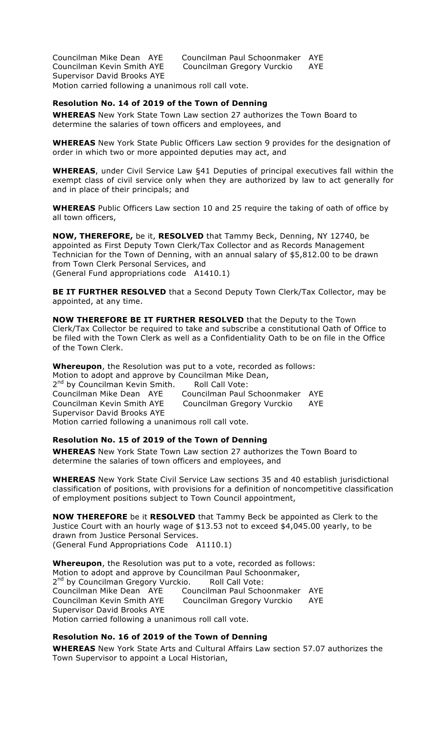Councilman Mike Dean AYE    Councilman Paul Schoonmaker AYE
Councilman Kevin Smith AYE    Councilman Gregory Vurckio AYE
Supervisor David Brooks AYE
Motion carried following a unanimous roll call vote.

### Resolution No. 14 of 2019 of the Town of Denning

**WHEREAS** New York State Town Law section 27 authorizes the Town Board to determine the salaries of town officers and employees, and

**WHEREAS** New York State Public Officers Law section 9 provides for the designation of order in which two or more appointed deputies may act, and

**WHEREAS**, under Civil Service Law §41 Deputies of principal executives fall within the exempt class of civil service only when they are authorized by law to act generally for and in place of their principals; and

**WHEREAS** Public Officers Law section 10 and 25 require the taking of oath of office by all town officers,

**NOW, THEREFORE,** be it, **RESOLVED** that Tammy Beck, Denning, NY 12740, be appointed as First Deputy Town Clerk/Tax Collector and as Records Management Technician for the Town of Denning, with an annual salary of $5,812.00 to be drawn from Town Clerk Personal Services, and
(General Fund appropriations code A1410.1)

**BE IT FURTHER RESOLVED** that a Second Deputy Town Clerk/Tax Collector, may be appointed, at any time.

**NOW THEREFORE BE IT FURTHER RESOLVED** that the Deputy to the Town Clerk/Tax Collector be required to take and subscribe a constitutional Oath of Office to be filed with the Town Clerk as well as a Confidentiality Oath to be on file in the Office of the Town Clerk.

**Whereupon**, the Resolution was put to a vote, recorded as follows:
Motion to adopt and approve by Councilman Mike Dean,
2nd by Councilman Kevin Smith.    Roll Call Vote:
Councilman Mike Dean AYE    Councilman Paul Schoonmaker AYE
Councilman Kevin Smith AYE    Councilman Gregory Vurckio AYE
Supervisor David Brooks AYE
Motion carried following a unanimous roll call vote.

### Resolution No. 15 of 2019 of the Town of Denning

**WHEREAS** New York State Town Law section 27 authorizes the Town Board to determine the salaries of town officers and employees, and

**WHEREAS** New York State Civil Service Law sections 35 and 40 establish jurisdictional classification of positions, with provisions for a definition of noncompetitive classification of employment positions subject to Town Council appointment,

**NOW THEREFORE** be it **RESOLVED** that Tammy Beck be appointed as Clerk to the Justice Court with an hourly wage of $13.53 not to exceed $4,045.00 yearly, to be drawn from Justice Personal Services.
(General Fund Appropriations Code A1110.1)

**Whereupon**, the Resolution was put to a vote, recorded as follows:
Motion to adopt and approve by Councilman Paul Schoonmaker,
2nd by Councilman Gregory Vurckio.    Roll Call Vote:
Councilman Mike Dean AYE    Councilman Paul Schoonmaker AYE
Councilman Kevin Smith AYE    Councilman Gregory Vurckio AYE
Supervisor David Brooks AYE
Motion carried following a unanimous roll call vote.

### Resolution No. 16 of 2019 of the Town of Denning

**WHEREAS** New York State Arts and Cultural Affairs Law section 57.07 authorizes the Town Supervisor to appoint a Local Historian,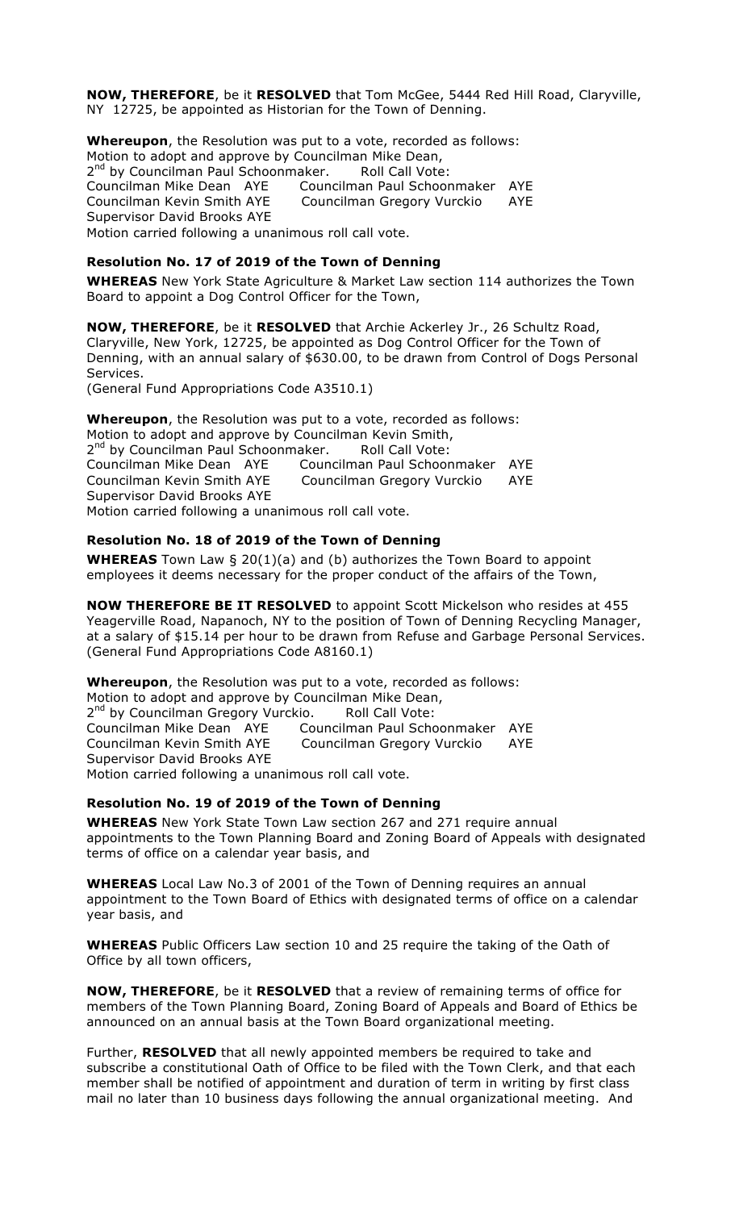**NOW, THEREFORE**, be it **RESOLVED** that Tom McGee, 5444 Red Hill Road, Claryville, NY 12725, be appointed as Historian for the Town of Denning.

**Whereupon**, the Resolution was put to a vote, recorded as follows:
Motion to adopt and approve by Councilman Mike Dean,
2nd by Councilman Paul Schoonmaker. Roll Call Vote:
Councilman Mike Dean AYE Councilman Paul Schoonmaker AYE
Councilman Kevin Smith AYE Councilman Gregory Vurckio AYE
Supervisor David Brooks AYE
Motion carried following a unanimous roll call vote.

### Resolution No. 17 of 2019 of the Town of Denning

**WHEREAS** New York State Agriculture & Market Law section 114 authorizes the Town Board to appoint a Dog Control Officer for the Town,

**NOW, THEREFORE**, be it **RESOLVED** that Archie Ackerley Jr., 26 Schultz Road, Claryville, New York, 12725, be appointed as Dog Control Officer for the Town of Denning, with an annual salary of $630.00, to be drawn from Control of Dogs Personal Services.
(General Fund Appropriations Code A3510.1)

**Whereupon**, the Resolution was put to a vote, recorded as follows:
Motion to adopt and approve by Councilman Kevin Smith,
2nd by Councilman Paul Schoonmaker. Roll Call Vote:
Councilman Mike Dean AYE Councilman Paul Schoonmaker AYE
Councilman Kevin Smith AYE Councilman Gregory Vurckio AYE
Supervisor David Brooks AYE
Motion carried following a unanimous roll call vote.

### Resolution No. 18 of 2019 of the Town of Denning

**WHEREAS** Town Law § 20(1)(a) and (b) authorizes the Town Board to appoint employees it deems necessary for the proper conduct of the affairs of the Town,

**NOW THEREFORE BE IT RESOLVED** to appoint Scott Mickelson who resides at 455 Yeagerville Road, Napanoch, NY to the position of Town of Denning Recycling Manager, at a salary of $15.14 per hour to be drawn from Refuse and Garbage Personal Services.
(General Fund Appropriations Code A8160.1)

**Whereupon**, the Resolution was put to a vote, recorded as follows:
Motion to adopt and approve by Councilman Mike Dean,
2nd by Councilman Gregory Vurckio. Roll Call Vote:
Councilman Mike Dean AYE Councilman Paul Schoonmaker AYE
Councilman Kevin Smith AYE Councilman Gregory Vurckio AYE
Supervisor David Brooks AYE
Motion carried following a unanimous roll call vote.

### Resolution No. 19 of 2019 of the Town of Denning

**WHEREAS** New York State Town Law section 267 and 271 require annual appointments to the Town Planning Board and Zoning Board of Appeals with designated terms of office on a calendar year basis, and

**WHEREAS** Local Law No.3 of 2001 of the Town of Denning requires an annual appointment to the Town Board of Ethics with designated terms of office on a calendar year basis, and

**WHEREAS** Public Officers Law section 10 and 25 require the taking of the Oath of Office by all town officers,

**NOW, THEREFORE**, be it **RESOLVED** that a review of remaining terms of office for members of the Town Planning Board, Zoning Board of Appeals and Board of Ethics be announced on an annual basis at the Town Board organizational meeting.

Further, **RESOLVED** that all newly appointed members be required to take and subscribe a constitutional Oath of Office to be filed with the Town Clerk, and that each member shall be notified of appointment and duration of term in writing by first class mail no later than 10 business days following the annual organizational meeting. And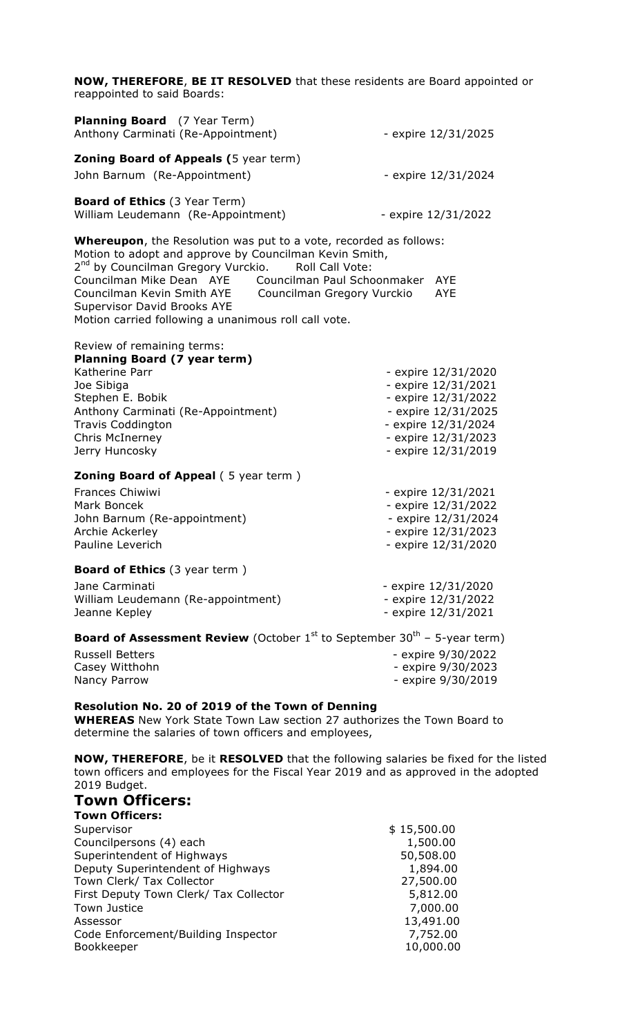**NOW, THEREFORE**, **BE IT RESOLVED** that these residents are Board appointed or reappointed to said Boards:

| | |
|---|---|
| **Planning Board** (7 Year Term) | |
| Anthony Carminati (Re-Appointment) | - expire 12/31/2025 |
| **Zoning Board of Appeals (**5 year term) | |
| John Barnum (Re-Appointment) | - expire 12/31/2024 |
| **Board of Ethics** (3 Year Term) | |
| William Leudemann (Re-Appointment) | - expire 12/31/2022 |

**Whereupon**, the Resolution was put to a vote, recorded as follows:
Motion to adopt and approve by Councilman Kevin Smith,
2nd by Councilman Gregory Vurckio. Roll Call Vote:
Councilman Mike Dean AYE Councilman Paul Schoonmaker AYE
Councilman Kevin Smith AYE Councilman Gregory Vurckio AYE
Supervisor David Brooks AYE
Motion carried following a unanimous roll call vote.

Review of remaining terms:

| | |
|---|---|
| **Planning Board (7 year term)** | |
| Katherine Parr | - expire 12/31/2020 |
| Joe Sibiga | - expire 12/31/2021 |
| Stephen E. Bobik | - expire 12/31/2022 |
| Anthony Carminati (Re-Appointment) | - expire 12/31/2025 |
| Travis Coddington | - expire 12/31/2024 |
| Chris McInerney | - expire 12/31/2023 |
| Jerry Huncosky | - expire 12/31/2019 |
| **Zoning Board of Appeal** ( 5 year term ) | |
| Frances Chiwiwi | - expire 12/31/2021 |
| Mark Boncek | - expire 12/31/2022 |
| John Barnum (Re-appointment) | - expire 12/31/2024 |
| Archie Ackerley | - expire 12/31/2023 |
| Pauline Leverich | - expire 12/31/2020 |
| **Board of Ethics** (3 year term ) | |
| Jane Carminati | - expire 12/31/2020 |
| William Leudemann (Re-appointment) | - expire 12/31/2022 |
| Jeanne Kepley | - expire 12/31/2021 |
| **Board of Assessment Review** (October 1st to September 30th – 5-year term) | |
| Russell Betters | - expire 9/30/2022 |
| Casey Witthohn | - expire 9/30/2023 |
| Nancy Parrow | - expire 9/30/2019 |

**Resolution No. 20 of 2019 of the Town of Denning**

**WHEREAS** New York State Town Law section 27 authorizes the Town Board to determine the salaries of town officers and employees,

**NOW, THEREFORE**, be it **RESOLVED** that the following salaries be fixed for the listed town officers and employees for the Fiscal Year 2019 and as approved in the adopted 2019 Budget.

## Town Officers:

| **Town Officers:** | |
|---|---|
| Supervisor | $ 15,500.00 |
| Councilpersons (4) each | 1,500.00 |
| Superintendent of Highways | 50,508.00 |
| Deputy Superintendent of Highways | 1,894.00 |
| Town Clerk/ Tax Collector | 27,500.00 |
| First Deputy Town Clerk/ Tax Collector | 5,812.00 |
| Town Justice | 7,000.00 |
| Assessor | 13,491.00 |
| Code Enforcement/Building Inspector | 7,752.00 |
| Bookkeeper | 10,000.00 |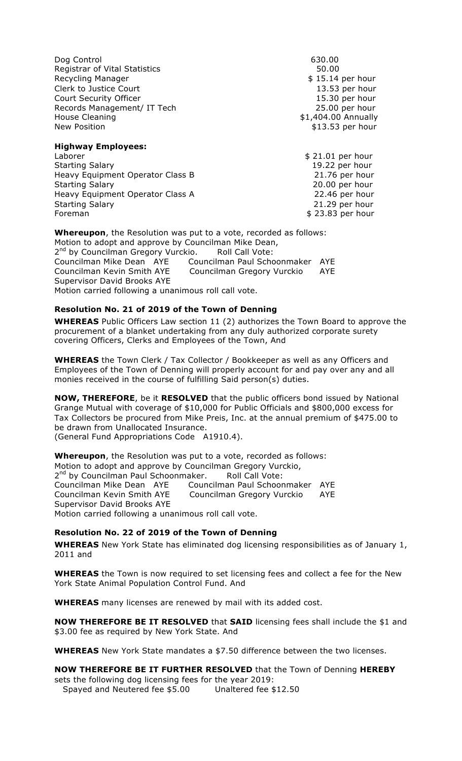| | |
|---|---|
| Dog Control | 630.00 |
| Registrar of Vital Statistics | 50.00 |
| Recycling Manager | $ 15.14 per hour |
| Clerk to Justice Court | 13.53 per hour |
| Court Security Officer | 15.30 per hour |
| Records Management/ IT Tech | 25.00 per hour |
| House Cleaning | $1,404.00 Annually |
| New Position | $13.53 per hour |

**Highway Employees:**

| | |
|---|---|
| Laborer | $ 21.01 per hour |
| Starting Salary | 19.22 per hour |
| Heavy Equipment Operator Class B | 21.76 per hour |
| Starting Salary | 20.00 per hour |
| Heavy Equipment Operator Class A | 22.46 per hour |
| Starting Salary | 21.29 per hour |
| Foreman | $ 23.83 per hour |

**Whereupon**, the Resolution was put to a vote, recorded as follows:
Motion to adopt and approve by Councilman Mike Dean,
2nd by Councilman Gregory Vurckio. Roll Call Vote:
Councilman Mike Dean AYE Councilman Paul Schoonmaker AYE
Councilman Kevin Smith AYE Councilman Gregory Vurckio AYE
Supervisor David Brooks AYE
Motion carried following a unanimous roll call vote.

### Resolution No. 21 of 2019 of the Town of Denning

**WHEREAS** Public Officers Law section 11 (2) authorizes the Town Board to approve the procurement of a blanket undertaking from any duly authorized corporate surety covering Officers, Clerks and Employees of the Town, And

**WHEREAS** the Town Clerk / Tax Collector / Bookkeeper as well as any Officers and Employees of the Town of Denning will properly account for and pay over any and all monies received in the course of fulfilling Said person(s) duties.

**NOW, THEREFORE**, be it **RESOLVED** that the public officers bond issued by National Grange Mutual with coverage of $10,000 for Public Officials and $800,000 excess for Tax Collectors be procured from Mike Preis, Inc. at the annual premium of $475.00 to be drawn from Unallocated Insurance.
(General Fund Appropriations Code A1910.4).

**Whereupon**, the Resolution was put to a vote, recorded as follows:
Motion to adopt and approve by Councilman Gregory Vurckio,
2nd by Councilman Paul Schoonmaker. Roll Call Vote:
Councilman Mike Dean AYE Councilman Paul Schoonmaker AYE
Councilman Kevin Smith AYE Councilman Gregory Vurckio AYE
Supervisor David Brooks AYE
Motion carried following a unanimous roll call vote.

### Resolution No. 22 of 2019 of the Town of Denning

**WHEREAS** New York State has eliminated dog licensing responsibilities as of January 1, 2011 and

**WHEREAS** the Town is now required to set licensing fees and collect a fee for the New York State Animal Population Control Fund. And

**WHEREAS** many licenses are renewed by mail with its added cost.

**NOW THEREFORE BE IT RESOLVED** that **SAID** licensing fees shall include the $1 and $3.00 fee as required by New York State. And

**WHEREAS** New York State mandates a $7.50 difference between the two licenses.

**NOW THEREFORE BE IT FURTHER RESOLVED** that the Town of Denning **HEREBY** sets the following dog licensing fees for the year 2019:
Spayed and Neutered fee $5.00 Unaltered fee $12.50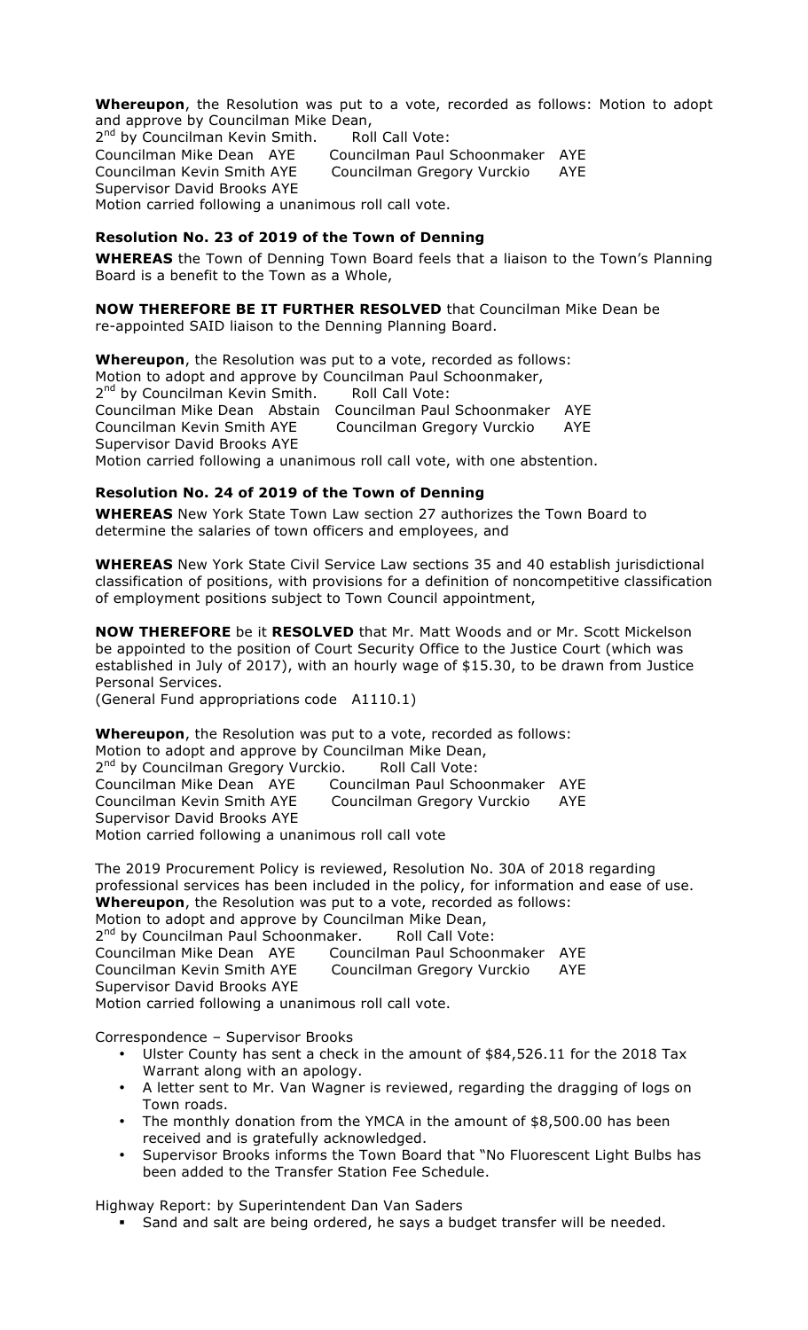**Whereupon**, the Resolution was put to a vote, recorded as follows: Motion to adopt and approve by Councilman Mike Dean,
2nd by Councilman Kevin Smith. Roll Call Vote:
Councilman Mike Dean AYE Councilman Paul Schoonmaker AYE
Councilman Kevin Smith AYE Councilman Gregory Vurckio AYE
Supervisor David Brooks AYE
Motion carried following a unanimous roll call vote.

**Resolution No. 23 of 2019 of the Town of Denning**

**WHEREAS** the Town of Denning Town Board feels that a liaison to the Town's Planning Board is a benefit to the Town as a Whole,

**NOW THEREFORE BE IT FURTHER RESOLVED** that Councilman Mike Dean be re-appointed SAID liaison to the Denning Planning Board.

**Whereupon**, the Resolution was put to a vote, recorded as follows:
Motion to adopt and approve by Councilman Paul Schoonmaker,
2nd by Councilman Kevin Smith. Roll Call Vote:
Councilman Mike Dean Abstain Councilman Paul Schoonmaker AYE
Councilman Kevin Smith AYE Councilman Gregory Vurckio AYE
Supervisor David Brooks AYE
Motion carried following a unanimous roll call vote, with one abstention.

**Resolution No. 24 of 2019 of the Town of Denning**

**WHEREAS** New York State Town Law section 27 authorizes the Town Board to determine the salaries of town officers and employees, and

**WHEREAS** New York State Civil Service Law sections 35 and 40 establish jurisdictional classification of positions, with provisions for a definition of noncompetitive classification of employment positions subject to Town Council appointment,

**NOW THEREFORE** be it **RESOLVED** that Mr. Matt Woods and or Mr. Scott Mickelson be appointed to the position of Court Security Office to the Justice Court (which was established in July of 2017), with an hourly wage of $15.30, to be drawn from Justice Personal Services.
(General Fund appropriations code A1110.1)

**Whereupon**, the Resolution was put to a vote, recorded as follows:
Motion to adopt and approve by Councilman Mike Dean,
2nd by Councilman Gregory Vurckio. Roll Call Vote:
Councilman Mike Dean AYE Councilman Paul Schoonmaker AYE
Councilman Kevin Smith AYE Councilman Gregory Vurckio AYE
Supervisor David Brooks AYE
Motion carried following a unanimous roll call vote

The 2019 Procurement Policy is reviewed, Resolution No. 30A of 2018 regarding professional services has been included in the policy, for information and ease of use.
**Whereupon**, the Resolution was put to a vote, recorded as follows:
Motion to adopt and approve by Councilman Mike Dean,
2nd by Councilman Paul Schoonmaker. Roll Call Vote:
Councilman Mike Dean AYE Councilman Paul Schoonmaker AYE
Councilman Kevin Smith AYE Councilman Gregory Vurckio AYE
Supervisor David Brooks AYE
Motion carried following a unanimous roll call vote.

Correspondence – Supervisor Brooks

- Ulster County has sent a check in the amount of $84,526.11 for the 2018 Tax Warrant along with an apology.
- A letter sent to Mr. Van Wagner is reviewed, regarding the dragging of logs on Town roads.
- The monthly donation from the YMCA in the amount of $8,500.00 has been received and is gratefully acknowledged.
- Supervisor Brooks informs the Town Board that "No Fluorescent Light Bulbs has been added to the Transfer Station Fee Schedule.

Highway Report: by Superintendent Dan Van Saders

- Sand and salt are being ordered, he says a budget transfer will be needed.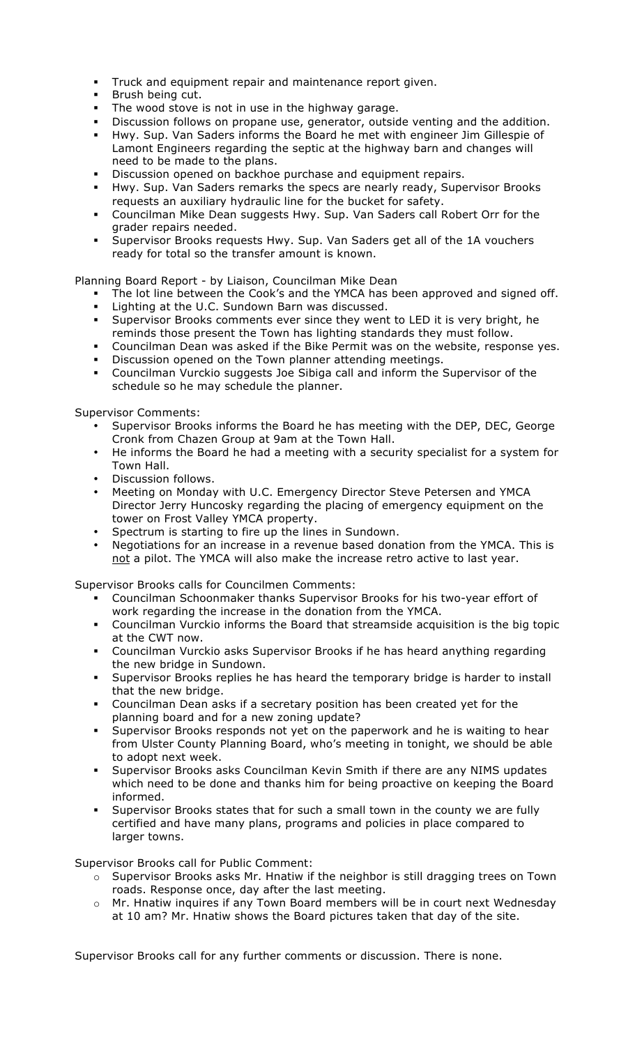- Truck and equipment repair and maintenance report given.
- Brush being cut.
- The wood stove is not in use in the highway garage.
- Discussion follows on propane use, generator, outside venting and the addition.
- Hwy. Sup. Van Saders informs the Board he met with engineer Jim Gillespie of Lamont Engineers regarding the septic at the highway barn and changes will need to be made to the plans.
- Discussion opened on backhoe purchase and equipment repairs.
- Hwy. Sup. Van Saders remarks the specs are nearly ready, Supervisor Brooks requests an auxiliary hydraulic line for the bucket for safety.
- Councilman Mike Dean suggests Hwy. Sup. Van Saders call Robert Orr for the grader repairs needed.
- Supervisor Brooks requests Hwy. Sup. Van Saders get all of the 1A vouchers ready for total so the transfer amount is known.

Planning Board Report - by Liaison, Councilman Mike Dean

- The lot line between the Cook's and the YMCA has been approved and signed off.
- Lighting at the U.C. Sundown Barn was discussed.
- Supervisor Brooks comments ever since they went to LED it is very bright, he reminds those present the Town has lighting standards they must follow.
- Councilman Dean was asked if the Bike Permit was on the website, response yes.
- Discussion opened on the Town planner attending meetings.
- Councilman Vurckio suggests Joe Sibiga call and inform the Supervisor of the schedule so he may schedule the planner.

Supervisor Comments:

- Supervisor Brooks informs the Board he has meeting with the DEP, DEC, George Cronk from Chazen Group at 9am at the Town Hall.
- He informs the Board he had a meeting with a security specialist for a system for Town Hall.
- Discussion follows.
- Meeting on Monday with U.C. Emergency Director Steve Petersen and YMCA Director Jerry Huncosky regarding the placing of emergency equipment on the tower on Frost Valley YMCA property.
- Spectrum is starting to fire up the lines in Sundown.
- Negotiations for an increase in a revenue based donation from the YMCA. This is not a pilot. The YMCA will also make the increase retro active to last year.

Supervisor Brooks calls for Councilmen Comments:

- Councilman Schoonmaker thanks Supervisor Brooks for his two-year effort of work regarding the increase in the donation from the YMCA.
- Councilman Vurckio informs the Board that streamside acquisition is the big topic at the CWT now.
- Councilman Vurckio asks Supervisor Brooks if he has heard anything regarding the new bridge in Sundown.
- Supervisor Brooks replies he has heard the temporary bridge is harder to install that the new bridge.
- Councilman Dean asks if a secretary position has been created yet for the planning board and for a new zoning update?
- Supervisor Brooks responds not yet on the paperwork and he is waiting to hear from Ulster County Planning Board, who's meeting in tonight, we should be able to adopt next week.
- Supervisor Brooks asks Councilman Kevin Smith if there are any NIMS updates which need to be done and thanks him for being proactive on keeping the Board informed.
- Supervisor Brooks states that for such a small town in the county we are fully certified and have many plans, programs and policies in place compared to larger towns.

Supervisor Brooks call for Public Comment:

- Supervisor Brooks asks Mr. Hnatiw if the neighbor is still dragging trees on Town roads. Response once, day after the last meeting.
- Mr. Hnatiw inquires if any Town Board members will be in court next Wednesday at 10 am? Mr. Hnatiw shows the Board pictures taken that day of the site.

Supervisor Brooks call for any further comments or discussion. There is none.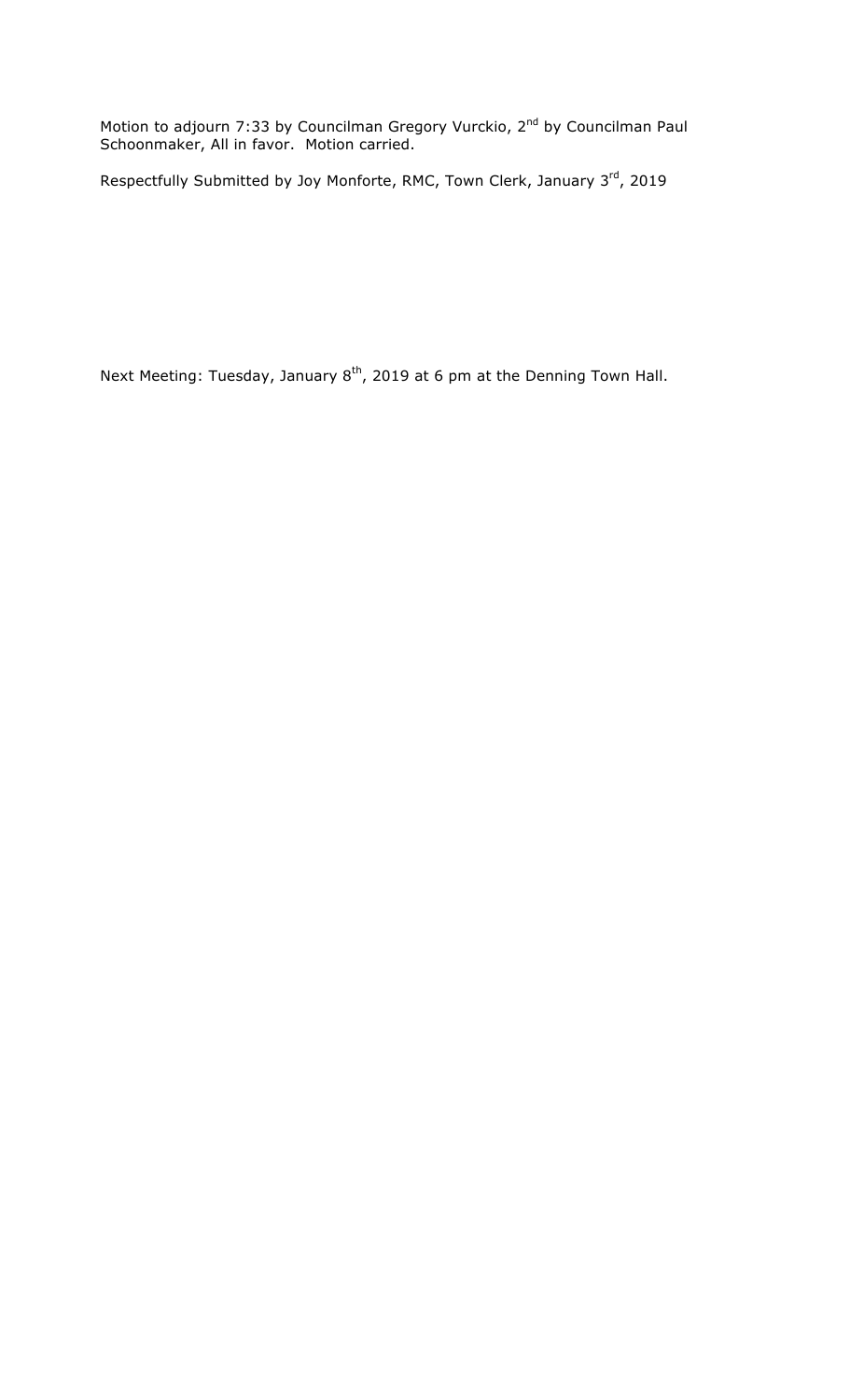Motion to adjourn 7:33 by Councilman Gregory Vurckio, 2nd by Councilman Paul Schoonmaker, All in favor. Motion carried.

Respectfully Submitted by Joy Monforte, RMC, Town Clerk, January 3rd, 2019

Next Meeting: Tuesday, January 8th, 2019 at 6 pm at the Denning Town Hall.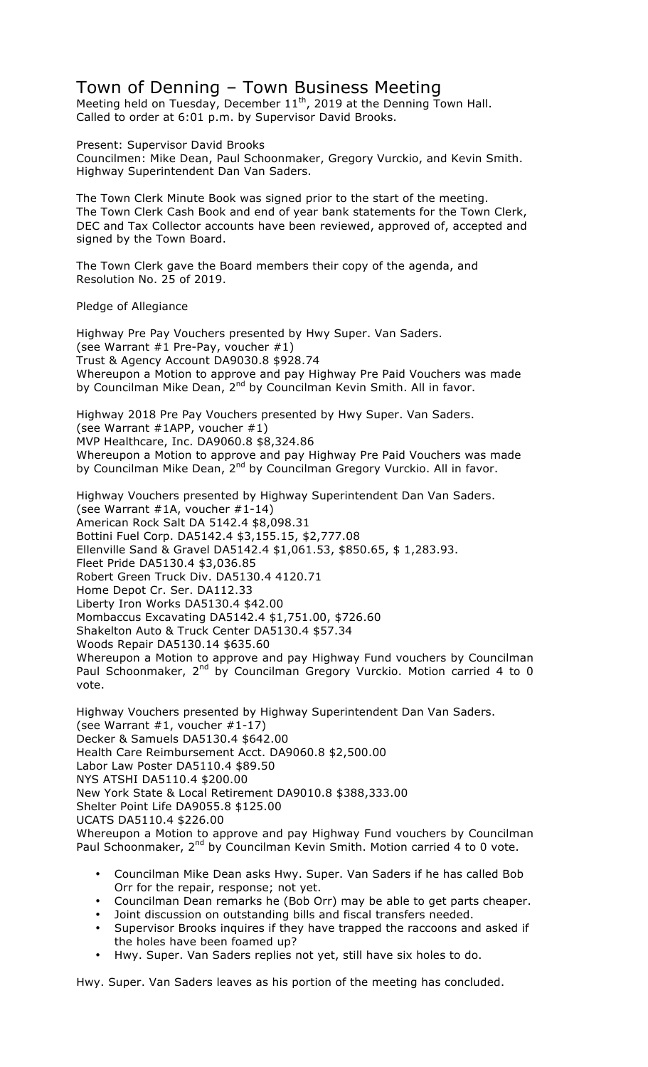# Town of Denning – Town Business Meeting

Meeting held on Tuesday, December 11th, 2019 at the Denning Town Hall.
Called to order at 6:01 p.m. by Supervisor David Brooks.

Present: Supervisor David Brooks
Councilmen: Mike Dean, Paul Schoonmaker, Gregory Vurckio, and Kevin Smith.
Highway Superintendent Dan Van Saders.

The Town Clerk Minute Book was signed prior to the start of the meeting.
The Town Clerk Cash Book and end of year bank statements for the Town Clerk, DEC and Tax Collector accounts have been reviewed, approved of, accepted and signed by the Town Board.

The Town Clerk gave the Board members their copy of the agenda, and Resolution No. 25 of 2019.

Pledge of Allegiance

Highway Pre Pay Vouchers presented by Hwy Super. Van Saders.
(see Warrant #1 Pre-Pay, voucher #1)
Trust & Agency Account DA9030.8 $928.74
Whereupon a Motion to approve and pay Highway Pre Paid Vouchers was made by Councilman Mike Dean, 2nd by Councilman Kevin Smith. All in favor.

Highway 2018 Pre Pay Vouchers presented by Hwy Super. Van Saders.
(see Warrant #1APP, voucher #1)
MVP Healthcare, Inc. DA9060.8 $8,324.86
Whereupon a Motion to approve and pay Highway Pre Paid Vouchers was made by Councilman Mike Dean, 2nd by Councilman Gregory Vurckio. All in favor.

Highway Vouchers presented by Highway Superintendent Dan Van Saders.
(see Warrant #1A, voucher #1-14)
American Rock Salt DA 5142.4 $8,098.31
Bottini Fuel Corp. DA5142.4 $3,155.15, $2,777.08
Ellenville Sand & Gravel DA5142.4 $1,061.53, $850.65, $ 1,283.93.
Fleet Pride DA5130.4 $3,036.85
Robert Green Truck Div. DA5130.4 4120.71
Home Depot Cr. Ser. DA112.33
Liberty Iron Works DA5130.4 $42.00
Mombaccus Excavating DA5142.4 $1,751.00, $726.60
Shakelton Auto & Truck Center DA5130.4 $57.34
Woods Repair DA5130.14 $635.60
Whereupon a Motion to approve and pay Highway Fund vouchers by Councilman Paul Schoonmaker, 2nd by Councilman Gregory Vurckio. Motion carried 4 to 0 vote.

Highway Vouchers presented by Highway Superintendent Dan Van Saders.
(see Warrant #1, voucher #1-17)
Decker & Samuels DA5130.4 $642.00
Health Care Reimbursement Acct. DA9060.8 $2,500.00
Labor Law Poster DA5110.4 $89.50
NYS ATSHI DA5110.4 $200.00
New York State & Local Retirement DA9010.8 $388,333.00
Shelter Point Life DA9055.8 $125.00
UCATS DA5110.4 $226.00
Whereupon a Motion to approve and pay Highway Fund vouchers by Councilman Paul Schoonmaker, 2nd by Councilman Kevin Smith. Motion carried 4 to 0 vote.

- Councilman Mike Dean asks Hwy. Super. Van Saders if he has called Bob Orr for the repair, response; not yet.
- Councilman Dean remarks he (Bob Orr) may be able to get parts cheaper.
- Joint discussion on outstanding bills and fiscal transfers needed.
- Supervisor Brooks inquires if they have trapped the raccoons and asked if the holes have been foamed up?
- Hwy. Super. Van Saders replies not yet, still have six holes to do.

Hwy. Super. Van Saders leaves as his portion of the meeting has concluded.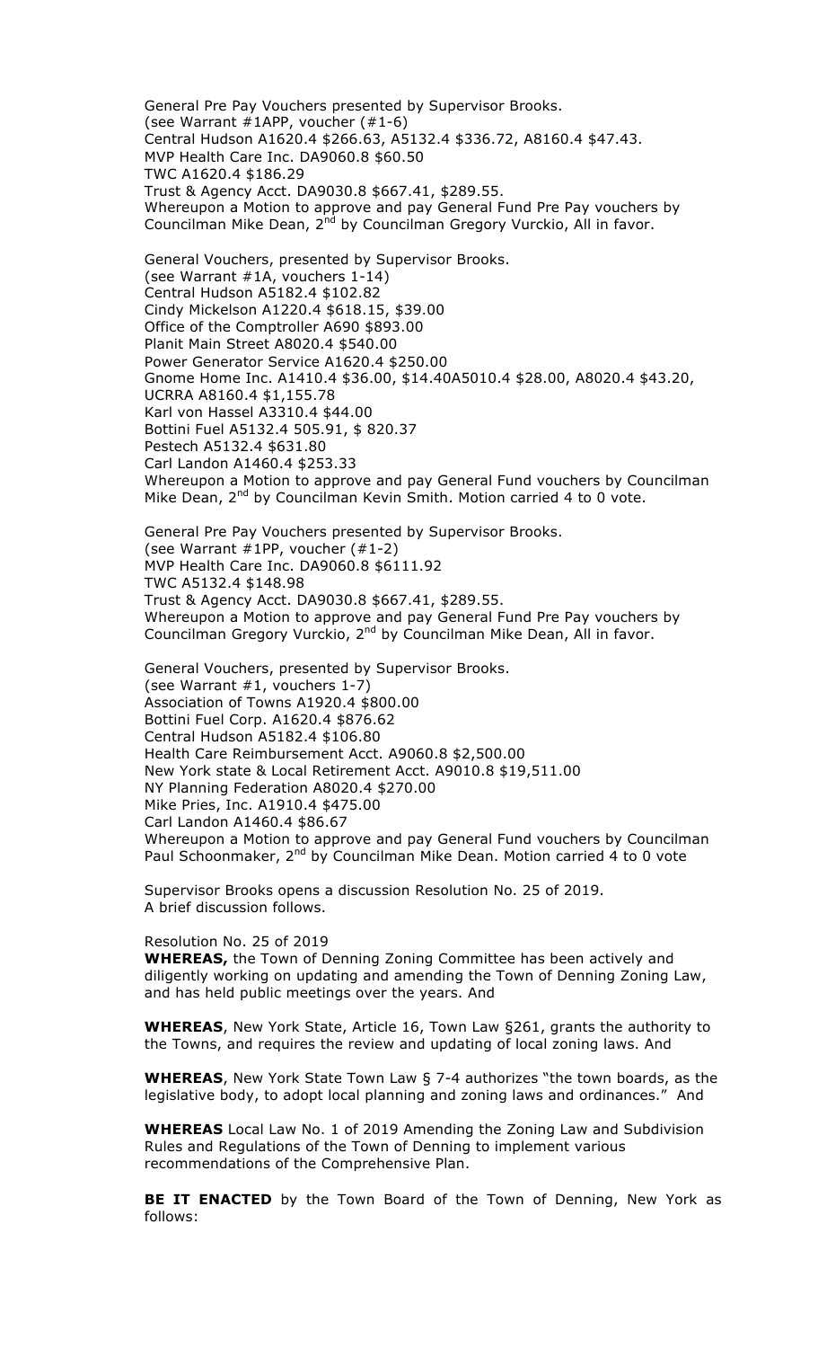General Pre Pay Vouchers presented by Supervisor Brooks.
(see Warrant #1APP, voucher (#1-6)
Central Hudson A1620.4 $266.63, A5132.4 $336.72, A8160.4 $47.43.
MVP Health Care Inc. DA9060.8 $60.50
TWC A1620.4 $186.29
Trust & Agency Acct. DA9030.8 $667.41, $289.55.
Whereupon a Motion to approve and pay General Fund Pre Pay vouchers by Councilman Mike Dean, 2nd by Councilman Gregory Vurckio, All in favor.

General Vouchers, presented by Supervisor Brooks.
(see Warrant #1A, vouchers 1-14)
Central Hudson A5182.4 $102.82
Cindy Mickelson A1220.4 $618.15, $39.00
Office of the Comptroller A690 $893.00
Planit Main Street A8020.4 $540.00
Power Generator Service A1620.4 $250.00
Gnome Home Inc. A1410.4 $36.00, $14.40A5010.4 $28.00, A8020.4 $43.20,
UCRRA A8160.4 $1,155.78
Karl von Hassel A3310.4 $44.00
Bottini Fuel A5132.4 505.91, $ 820.37
Pestech A5132.4 $631.80
Carl Landon A1460.4 $253.33
Whereupon a Motion to approve and pay General Fund vouchers by Councilman Mike Dean, 2nd by Councilman Kevin Smith. Motion carried 4 to 0 vote.

General Pre Pay Vouchers presented by Supervisor Brooks.
(see Warrant #1PP, voucher (#1-2)
MVP Health Care Inc. DA9060.8 $6111.92
TWC A5132.4 $148.98
Trust & Agency Acct. DA9030.8 $667.41, $289.55.
Whereupon a Motion to approve and pay General Fund Pre Pay vouchers by Councilman Gregory Vurckio, 2nd by Councilman Mike Dean, All in favor.

General Vouchers, presented by Supervisor Brooks.
(see Warrant #1, vouchers 1-7)
Association of Towns A1920.4 $800.00
Bottini Fuel Corp. A1620.4 $876.62
Central Hudson A5182.4 $106.80
Health Care Reimbursement Acct. A9060.8 $2,500.00
New York state & Local Retirement Acct. A9010.8 $19,511.00
NY Planning Federation A8020.4 $270.00
Mike Pries, Inc. A1910.4 $475.00
Carl Landon A1460.4 $86.67
Whereupon a Motion to approve and pay General Fund vouchers by Councilman Paul Schoonmaker, 2nd by Councilman Mike Dean. Motion carried 4 to 0 vote

Supervisor Brooks opens a discussion Resolution No. 25 of 2019.
A brief discussion follows.

Resolution No. 25 of 2019

**WHEREAS,** the Town of Denning Zoning Committee has been actively and diligently working on updating and amending the Town of Denning Zoning Law, and has held public meetings over the years. And

**WHEREAS**, New York State, Article 16, Town Law §261, grants the authority to the Towns, and requires the review and updating of local zoning laws. And

**WHEREAS**, New York State Town Law § 7-4 authorizes "the town boards, as the legislative body, to adopt local planning and zoning laws and ordinances." And

**WHEREAS** Local Law No. 1 of 2019 Amending the Zoning Law and Subdivision Rules and Regulations of the Town of Denning to implement various recommendations of the Comprehensive Plan.

**BE IT ENACTED** by the Town Board of the Town of Denning, New York as follows: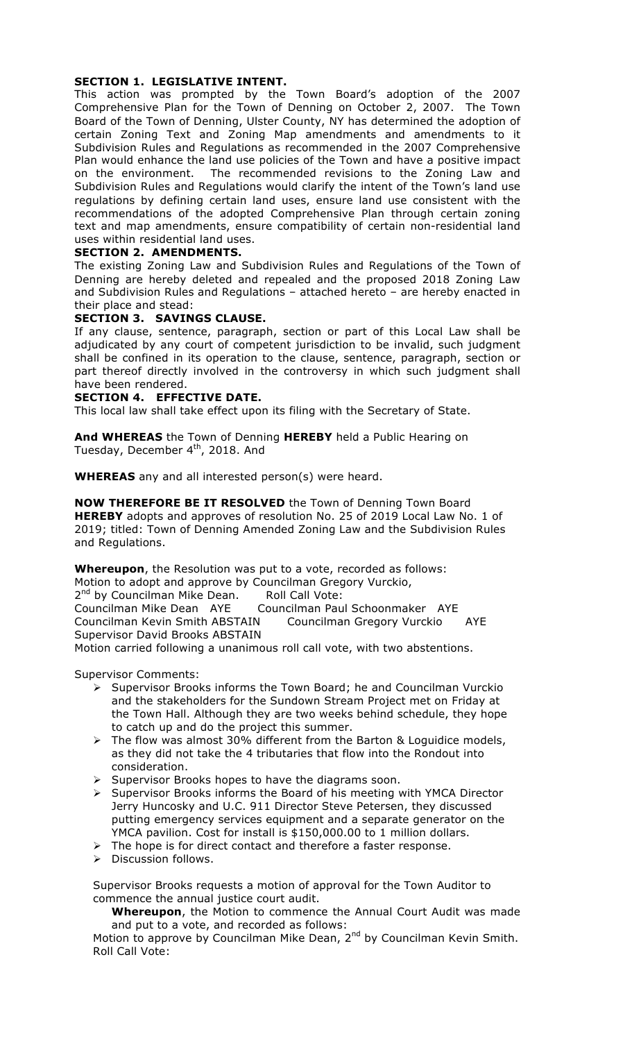**SECTION 1. LEGISLATIVE INTENT.**
This action was prompted by the Town Board's adoption of the 2007 Comprehensive Plan for the Town of Denning on October 2, 2007. The Town Board of the Town of Denning, Ulster County, NY has determined the adoption of certain Zoning Text and Zoning Map amendments and amendments to it Subdivision Rules and Regulations as recommended in the 2007 Comprehensive Plan would enhance the land use policies of the Town and have a positive impact on the environment. The recommended revisions to the Zoning Law and Subdivision Rules and Regulations would clarify the intent of the Town's land use regulations by defining certain land uses, ensure land use consistent with the recommendations of the adopted Comprehensive Plan through certain zoning text and map amendments, ensure compatibility of certain non-residential land uses within residential land uses.

**SECTION 2. AMENDMENTS.**
The existing Zoning Law and Subdivision Rules and Regulations of the Town of Denning are hereby deleted and repealed and the proposed 2018 Zoning Law and Subdivision Rules and Regulations – attached hereto – are hereby enacted in their place and stead:

**SECTION 3. SAVINGS CLAUSE.**
If any clause, sentence, paragraph, section or part of this Local Law shall be adjudicated by any court of competent jurisdiction to be invalid, such judgment shall be confined in its operation to the clause, sentence, paragraph, section or part thereof directly involved in the controversy in which such judgment shall have been rendered.

**SECTION 4. EFFECTIVE DATE.**
This local law shall take effect upon its filing with the Secretary of State.

**And WHEREAS** the Town of Denning **HEREBY** held a Public Hearing on Tuesday, December 4th, 2018. And

**WHEREAS** any and all interested person(s) were heard.

**NOW THEREFORE BE IT RESOLVED** the Town of Denning Town Board **HEREBY** adopts and approves of resolution No. 25 of 2019 Local Law No. 1 of 2019; titled: Town of Denning Amended Zoning Law and the Subdivision Rules and Regulations.

**Whereupon**, the Resolution was put to a vote, recorded as follows:
Motion to adopt and approve by Councilman Gregory Vurckio,
2nd by Councilman Mike Dean. Roll Call Vote:
Councilman Mike Dean AYE Councilman Paul Schoonmaker AYE
Councilman Kevin Smith ABSTAIN Councilman Gregory Vurckio AYE
Supervisor David Brooks ABSTAIN
Motion carried following a unanimous roll call vote, with two abstentions.

Supervisor Comments:

- Supervisor Brooks informs the Town Board; he and Councilman Vurckio and the stakeholders for the Sundown Stream Project met on Friday at the Town Hall. Although they are two weeks behind schedule, they hope to catch up and do the project this summer.
- The flow was almost 30% different from the Barton & Loguidice models, as they did not take the 4 tributaries that flow into the Rondout into consideration.
- Supervisor Brooks hopes to have the diagrams soon.
- Supervisor Brooks informs the Board of his meeting with YMCA Director Jerry Huncosky and U.C. 911 Director Steve Petersen, they discussed putting emergency services equipment and a separate generator on the YMCA pavilion. Cost for install is $150,000.00 to 1 million dollars.
- The hope is for direct contact and therefore a faster response.
- Discussion follows.

Supervisor Brooks requests a motion of approval for the Town Auditor to commence the annual justice court audit.

**Whereupon**, the Motion to commence the Annual Court Audit was made and put to a vote, and recorded as follows:
Motion to approve by Councilman Mike Dean, 2nd by Councilman Kevin Smith.
Roll Call Vote: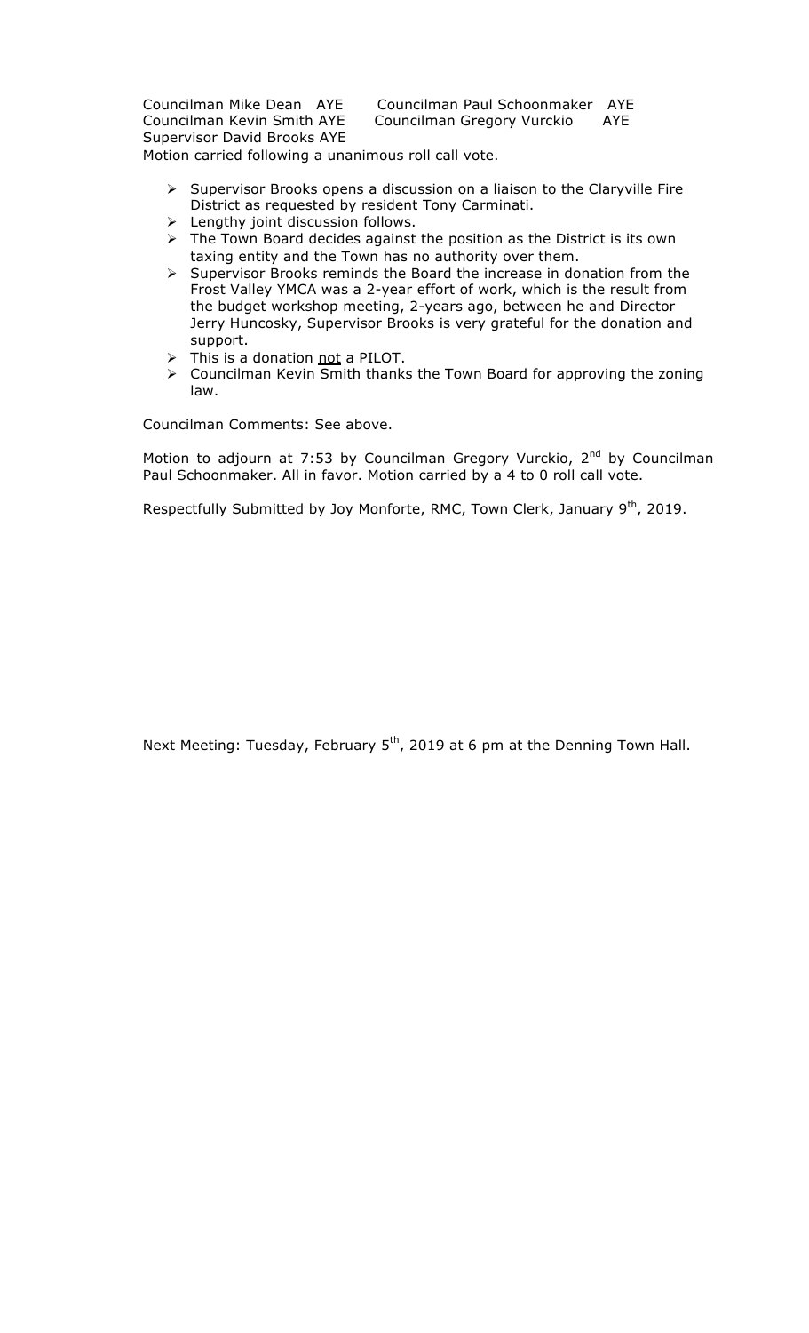| | |
|---|---|
| Councilman Mike Dean AYE | Councilman Paul Schoonmaker AYE |
| Councilman Kevin Smith AYE | Councilman Gregory Vurckio AYE |
| Supervisor David Brooks AYE | |

Motion carried following a unanimous roll call vote.

- Supervisor Brooks opens a discussion on a liaison to the Claryville Fire District as requested by resident Tony Carminati.
- Lengthy joint discussion follows.
- The Town Board decides against the position as the District is its own taxing entity and the Town has no authority over them.
- Supervisor Brooks reminds the Board the increase in donation from the Frost Valley YMCA was a 2-year effort of work, which is the result from the budget workshop meeting, 2-years ago, between he and Director Jerry Huncosky, Supervisor Brooks is very grateful for the donation and support.
- This is a donation not a PILOT.
- Councilman Kevin Smith thanks the Town Board for approving the zoning law.

Councilman Comments: See above.

Motion to adjourn at 7:53 by Councilman Gregory Vurckio, 2nd by Councilman Paul Schoonmaker. All in favor. Motion carried by a 4 to 0 roll call vote.

Respectfully Submitted by Joy Monforte, RMC, Town Clerk, January 9th, 2019.

Next Meeting: Tuesday, February 5th, 2019 at 6 pm at the Denning Town Hall.